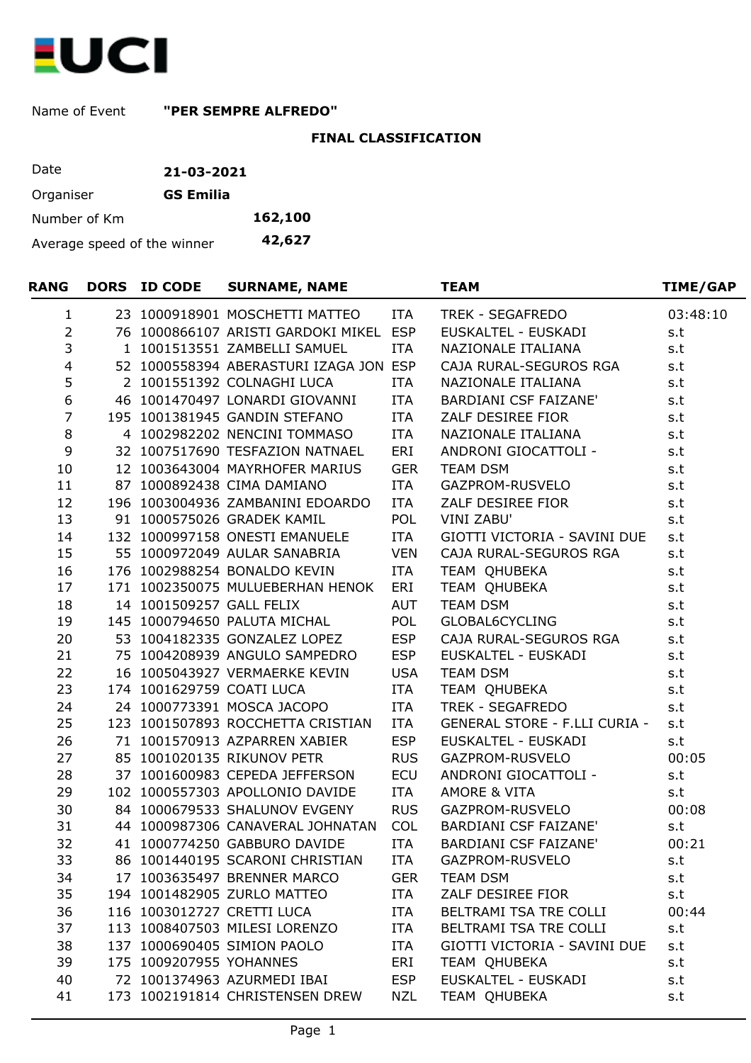Name of Event **"PER SEMPRE ALFREDO"**

**FINAL CLASSIFICATION**

| | |
|---|---|
| Date | **21-03-2021** |
| Organiser | **GS Emilia** |
| Number of Km | **162,100** |
| Average speed of the winner | **42,627** |

| RANG | DORS | ID CODE | SURNAME, NAME | | TEAM | TIME/GAP |
|---|---|---|---|---|---|---|
| 1 | 23 | 1000918901 | MOSCHETTI MATTEO | ITA | TREK - SEGAFREDO | 03:48:10 |
| 2 | 76 | 1000866107 | ARISTI GARDOKI MIKEL | ESP | EUSKALTEL - EUSKADI | s.t |
| 3 | 1 | 1001513551 | ZAMBELLI SAMUEL | ITA | NAZIONALE ITALIANA | s.t |
| 4 | 52 | 1000558394 | ABERASTURI IZAGA JON | ESP | CAJA RURAL-SEGUROS RGA | s.t |
| 5 | 2 | 1001551392 | COLNAGHI LUCA | ITA | NAZIONALE ITALIANA | s.t |
| 6 | 46 | 1001470497 | LONARDI GIOVANNI | ITA | BARDIANI CSF FAIZANE' | s.t |
| 7 | 195 | 1001381945 | GANDIN STEFANO | ITA | ZALF DESIREE FIOR | s.t |
| 8 | 4 | 1002982202 | NENCINI TOMMASO | ITA | NAZIONALE ITALIANA | s.t |
| 9 | 32 | 1007517690 | TESFAZION NATNAEL | ERI | ANDRONI GIOCATTOLI - | s.t |
| 10 | 12 | 1003643004 | MAYRHOFER MARIUS | GER | TEAM DSM | s.t |
| 11 | 87 | 1000892438 | CIMA DAMIANO | ITA | GAZPROM-RUSVELO | s.t |
| 12 | 196 | 1003004936 | ZAMBANINI EDOARDO | ITA | ZALF DESIREE FIOR | s.t |
| 13 | 91 | 1000575026 | GRADEK KAMIL | POL | VINI ZABU' | s.t |
| 14 | 132 | 1000997158 | ONESTI EMANUELE | ITA | GIOTTI VICTORIA - SAVINI DUE | s.t |
| 15 | 55 | 1000972049 | AULAR SANABRIA | VEN | CAJA RURAL-SEGUROS RGA | s.t |
| 16 | 176 | 1002988254 | BONALDO KEVIN | ITA | TEAM QHUBEKA | s.t |
| 17 | 171 | 1002350075 | MULUEBERHAN HENOK | ERI | TEAM QHUBEKA | s.t |
| 18 | 14 | 1001509257 | GALL FELIX | AUT | TEAM DSM | s.t |
| 19 | 145 | 1000794650 | PALUTA MICHAL | POL | GLOBAL6CYCLING | s.t |
| 20 | 53 | 1004182335 | GONZALEZ LOPEZ | ESP | CAJA RURAL-SEGUROS RGA | s.t |
| 21 | 75 | 1004208939 | ANGULO SAMPEDRO | ESP | EUSKALTEL - EUSKADI | s.t |
| 22 | 16 | 1005043927 | VERMAERKE KEVIN | USA | TEAM DSM | s.t |
| 23 | 174 | 1001629759 | COATI LUCA | ITA | TEAM QHUBEKA | s.t |
| 24 | 24 | 1000773391 | MOSCA JACOPO | ITA | TREK - SEGAFREDO | s.t |
| 25 | 123 | 1001507893 | ROCCHETTA CRISTIAN | ITA | GENERAL STORE - F.LLI CURIA - | s.t |
| 26 | 71 | 1001570913 | AZPARREN XABIER | ESP | EUSKALTEL - EUSKADI | s.t |
| 27 | 85 | 1001020135 | RIKUNOV PETR | RUS | GAZPROM-RUSVELO | 00:05 |
| 28 | 37 | 1001600983 | CEPEDA JEFFERSON | ECU | ANDRONI GIOCATTOLI - | s.t |
| 29 | 102 | 1000557303 | APOLLONIO DAVIDE | ITA | AMORE & VITA | s.t |
| 30 | 84 | 1000679533 | SHALUNOV EVGENY | RUS | GAZPROM-RUSVELO | 00:08 |
| 31 | 44 | 1000987306 | CANAVERAL JOHNATAN | COL | BARDIANI CSF FAIZANE' | s.t |
| 32 | 41 | 1000774250 | GABBURO DAVIDE | ITA | BARDIANI CSF FAIZANE' | 00:21 |
| 33 | 86 | 1001440195 | SCARONI CHRISTIAN | ITA | GAZPROM-RUSVELO | s.t |
| 34 | 17 | 1003635497 | BRENNER MARCO | GER | TEAM DSM | s.t |
| 35 | 194 | 1001482905 | ZURLO MATTEO | ITA | ZALF DESIREE FIOR | s.t |
| 36 | 116 | 1003012727 | CRETTI LUCA | ITA | BELTRAMI TSA TRE COLLI | 00:44 |
| 37 | 113 | 1008407503 | MILESI LORENZO | ITA | BELTRAMI TSA TRE COLLI | s.t |
| 38 | 137 | 1000690405 | SIMION PAOLO | ITA | GIOTTI VICTORIA - SAVINI DUE | s.t |
| 39 | 175 | 1009207955 | YOHANNES | ERI | TEAM QHUBEKA | s.t |
| 40 | 72 | 1001374963 | AZURMEDI IBAI | ESP | EUSKALTEL - EUSKADI | s.t |
| 41 | 173 | 1002191814 | CHRISTENSEN DREW | NZL | TEAM QHUBEKA | s.t |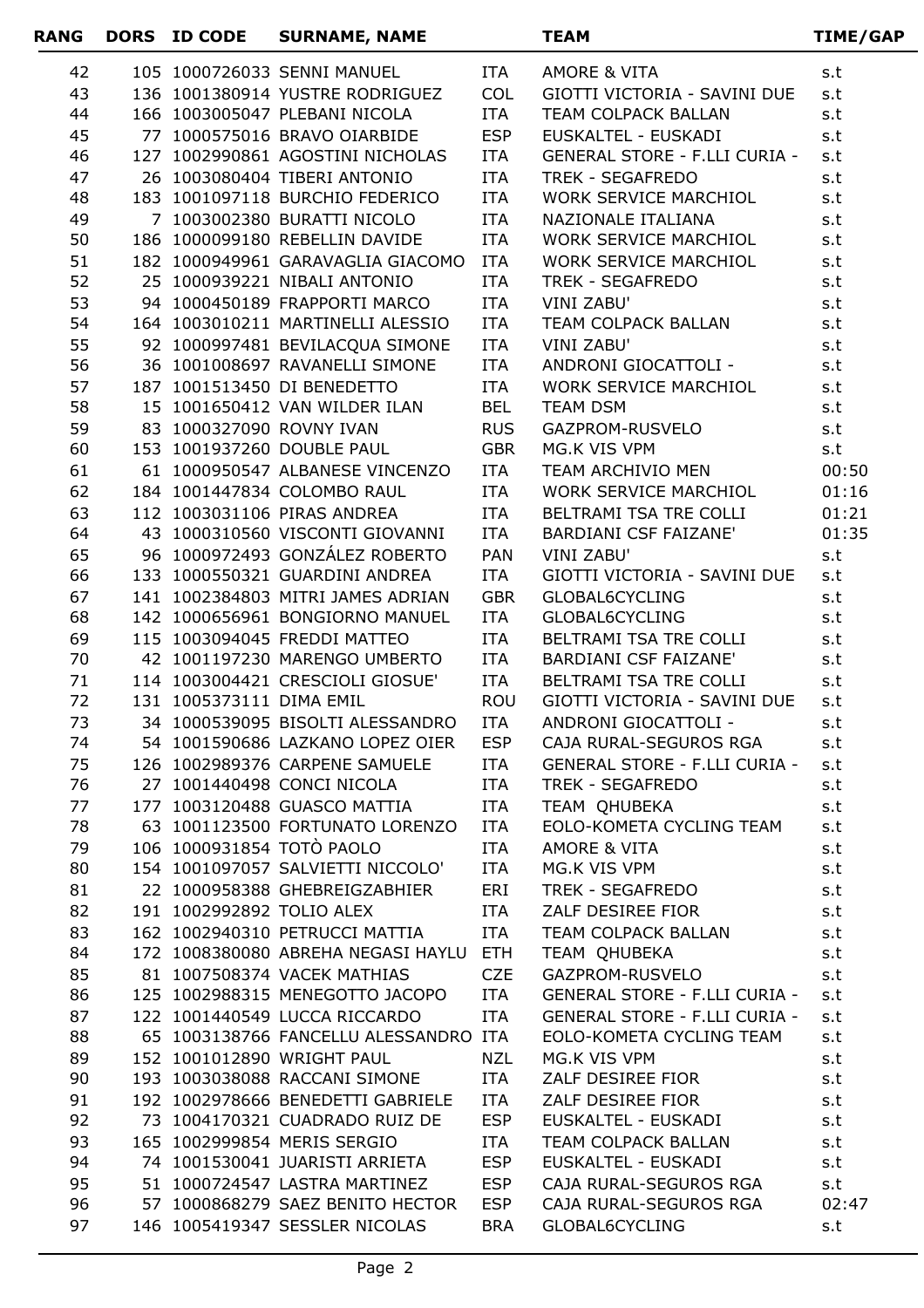| RANG | DORS | ID CODE | SURNAME, NAME | | TEAM | TIME/GAP |
|---|---|---|---|---|---|---|
| 42 | 105 | 1000726033 | SENNI MANUEL | ITA | AMORE & VITA | s.t |
| 43 | 136 | 1001380914 | YUSTRE RODRIGUEZ | COL | GIOTTI VICTORIA - SAVINI DUE | s.t |
| 44 | 166 | 1003005047 | PLEBANI NICOLA | ITA | TEAM COLPACK BALLAN | s.t |
| 45 | 77 | 1000575016 | BRAVO OIARBIDE | ESP | EUSKALTEL - EUSKADI | s.t |
| 46 | 127 | 1002990861 | AGOSTINI NICHOLAS | ITA | GENERAL STORE - F.LLI CURIA - | s.t |
| 47 | 26 | 1003080404 | TIBERI ANTONIO | ITA | TREK - SEGAFREDO | s.t |
| 48 | 183 | 1001097118 | BURCHIO FEDERICO | ITA | WORK SERVICE MARCHIOL | s.t |
| 49 | 7 | 1003002380 | BURATTI NICOLO | ITA | NAZIONALE ITALIANA | s.t |
| 50 | 186 | 1000099180 | REBELLIN DAVIDE | ITA | WORK SERVICE MARCHIOL | s.t |
| 51 | 182 | 1000949961 | GARAVAGLIA GIACOMO | ITA | WORK SERVICE MARCHIOL | s.t |
| 52 | 25 | 1000939221 | NIBALI ANTONIO | ITA | TREK - SEGAFREDO | s.t |
| 53 | 94 | 1000450189 | FRAPPORTI MARCO | ITA | VINI ZABU' | s.t |
| 54 | 164 | 1003010211 | MARTINELLI ALESSIO | ITA | TEAM COLPACK BALLAN | s.t |
| 55 | 92 | 1000997481 | BEVILACQUA SIMONE | ITA | VINI ZABU' | s.t |
| 56 | 36 | 1001008697 | RAVANELLI SIMONE | ITA | ANDRONI GIOCATTOLI - | s.t |
| 57 | 187 | 1001513450 | DI BENEDETTO | ITA | WORK SERVICE MARCHIOL | s.t |
| 58 | 15 | 1001650412 | VAN WILDER ILAN | BEL | TEAM DSM | s.t |
| 59 | 83 | 1000327090 | ROVNY IVAN | RUS | GAZPROM-RUSVELO | s.t |
| 60 | 153 | 1001937260 | DOUBLE PAUL | GBR | MG.K VIS VPM | s.t |
| 61 | 61 | 1000950547 | ALBANESE VINCENZO | ITA | TEAM ARCHIVIO MEN | 00:50 |
| 62 | 184 | 1001447834 | COLOMBO RAUL | ITA | WORK SERVICE MARCHIOL | 01:16 |
| 63 | 112 | 1003031106 | PIRAS ANDREA | ITA | BELTRAMI TSA TRE COLLI | 01:21 |
| 64 | 43 | 1000310560 | VISCONTI GIOVANNI | ITA | BARDIANI CSF FAIZANE' | 01:35 |
| 65 | 96 | 1000972493 | GONZÁLEZ ROBERTO | PAN | VINI ZABU' | s.t |
| 66 | 133 | 1000550321 | GUARDINI ANDREA | ITA | GIOTTI VICTORIA - SAVINI DUE | s.t |
| 67 | 141 | 1002384803 | MITRI JAMES ADRIAN | GBR | GLOBAL6CYCLING | s.t |
| 68 | 142 | 1000656961 | BONGIORNO MANUEL | ITA | GLOBAL6CYCLING | s.t |
| 69 | 115 | 1003094045 | FREDDI MATTEO | ITA | BELTRAMI TSA TRE COLLI | s.t |
| 70 | 42 | 1001197230 | MARENGO UMBERTO | ITA | BARDIANI CSF FAIZANE' | s.t |
| 71 | 114 | 1003004421 | CRESCIOLI GIOSUE' | ITA | BELTRAMI TSA TRE COLLI | s.t |
| 72 | 131 | 1005373111 | DIMA EMIL | ROU | GIOTTI VICTORIA - SAVINI DUE | s.t |
| 73 | 34 | 1000539095 | BISOLTI ALESSANDRO | ITA | ANDRONI GIOCATTOLI - | s.t |
| 74 | 54 | 1001590686 | LAZKANO LOPEZ OIER | ESP | CAJA RURAL-SEGUROS RGA | s.t |
| 75 | 126 | 1002989376 | CARPENE SAMUELE | ITA | GENERAL STORE - F.LLI CURIA - | s.t |
| 76 | 27 | 1001440498 | CONCI NICOLA | ITA | TREK - SEGAFREDO | s.t |
| 77 | 177 | 1003120488 | GUASCO MATTIA | ITA | TEAM QHUBEKA | s.t |
| 78 | 63 | 1001123500 | FORTUNATO LORENZO | ITA | EOLO-KOMETA CYCLING TEAM | s.t |
| 79 | 106 | 1000931854 | TOTÒ PAOLO | ITA | AMORE & VITA | s.t |
| 80 | 154 | 1001097057 | SALVIETTI NICCOLO' | ITA | MG.K VIS VPM | s.t |
| 81 | 22 | 1000958388 | GHEBREIGZABHIER | ERI | TREK - SEGAFREDO | s.t |
| 82 | 191 | 1002992892 | TOLIO ALEX | ITA | ZALF DESIREE FIOR | s.t |
| 83 | 162 | 1002940310 | PETRUCCI MATTIA | ITA | TEAM COLPACK BALLAN | s.t |
| 84 | 172 | 1008380080 | ABREHA NEGASI HAYLU | ETH | TEAM QHUBEKA | s.t |
| 85 | 81 | 1007508374 | VACEK MATHIAS | CZE | GAZPROM-RUSVELO | s.t |
| 86 | 125 | 1002988315 | MENEGOTTO JACOPO | ITA | GENERAL STORE - F.LLI CURIA - | s.t |
| 87 | 122 | 1001440549 | LUCCA RICCARDO | ITA | GENERAL STORE - F.LLI CURIA - | s.t |
| 88 | 65 | 1003138766 | FANCELLU ALESSANDRO | ITA | EOLO-KOMETA CYCLING TEAM | s.t |
| 89 | 152 | 1001012890 | WRIGHT PAUL | NZL | MG.K VIS VPM | s.t |
| 90 | 193 | 1003038088 | RACCANI SIMONE | ITA | ZALF DESIREE FIOR | s.t |
| 91 | 192 | 1002978666 | BENEDETTI GABRIELE | ITA | ZALF DESIREE FIOR | s.t |
| 92 | 73 | 1004170321 | CUADRADO RUIZ DE | ESP | EUSKALTEL - EUSKADI | s.t |
| 93 | 165 | 1002999854 | MERIS SERGIO | ITA | TEAM COLPACK BALLAN | s.t |
| 94 | 74 | 1001530041 | JUARISTI ARRIETA | ESP | EUSKALTEL - EUSKADI | s.t |
| 95 | 51 | 1000724547 | LASTRA MARTINEZ | ESP | CAJA RURAL-SEGUROS RGA | s.t |
| 96 | 57 | 1000868279 | SAEZ BENITO HECTOR | ESP | CAJA RURAL-SEGUROS RGA | 02:47 |
| 97 | 146 | 1005419347 | SESSLER NICOLAS | BRA | GLOBAL6CYCLING | s.t |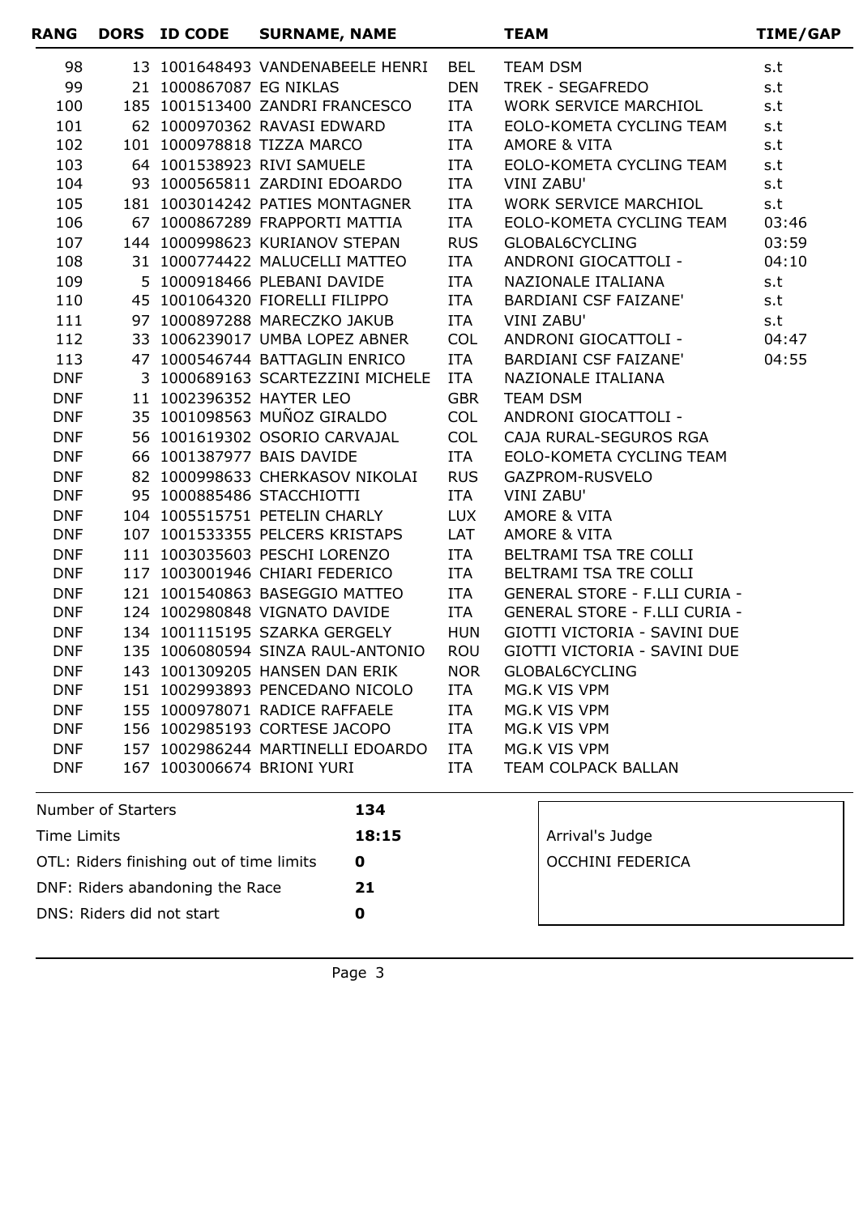| RANG | DORS | ID CODE | SURNAME, NAME | | TEAM | TIME/GAP |
|---|---|---|---|---|---|---|
| 98 | 13 | 1001648493 | VANDENABEELE HENRI | BEL | TEAM DSM | s.t |
| 99 | 21 | 1000867087 | EG NIKLAS | DEN | TREK - SEGAFREDO | s.t |
| 100 | 185 | 1001513400 | ZANDRI FRANCESCO | ITA | WORK SERVICE MARCHIOL | s.t |
| 101 | 62 | 1000970362 | RAVASI EDWARD | ITA | EOLO-KOMETA CYCLING TEAM | s.t |
| 102 | 101 | 1000978818 | TIZZA MARCO | ITA | AMORE & VITA | s.t |
| 103 | 64 | 1001538923 | RIVI SAMUELE | ITA | EOLO-KOMETA CYCLING TEAM | s.t |
| 104 | 93 | 1000565811 | ZARDINI EDOARDO | ITA | VINI ZABU' | s.t |
| 105 | 181 | 1003014242 | PATIES MONTAGNER | ITA | WORK SERVICE MARCHIOL | s.t |
| 106 | 67 | 1000867289 | FRAPPORTI MATTIA | ITA | EOLO-KOMETA CYCLING TEAM | 03:46 |
| 107 | 144 | 1000998623 | KURIANOV STEPAN | RUS | GLOBAL6CYCLING | 03:59 |
| 108 | 31 | 1000774422 | MALUCELLI MATTEO | ITA | ANDRONI GIOCATTOLI - | 04:10 |
| 109 | 5 | 1000918466 | PLEBANI DAVIDE | ITA | NAZIONALE ITALIANA | s.t |
| 110 | 45 | 1001064320 | FIORELLI FILIPPO | ITA | BARDIANI CSF FAIZANE' | s.t |
| 111 | 97 | 1000897288 | MARECZKO JAKUB | ITA | VINI ZABU' | s.t |
| 112 | 33 | 1006239017 | UMBA LOPEZ ABNER | COL | ANDRONI GIOCATTOLI - | 04:47 |
| 113 | 47 | 1000546744 | BATTAGLIN ENRICO | ITA | BARDIANI CSF FAIZANE' | 04:55 |
| DNF | 3 | 1000689163 | SCARTEZZINI MICHELE | ITA | NAZIONALE ITALIANA | |
| DNF | 11 | 1002396352 | HAYTER LEO | GBR | TEAM DSM | |
| DNF | 35 | 1001098563 | MUÑOZ GIRALDO | COL | ANDRONI GIOCATTOLI - | |
| DNF | 56 | 1001619302 | OSORIO CARVAJAL | COL | CAJA RURAL-SEGUROS RGA | |
| DNF | 66 | 1001387977 | BAIS DAVIDE | ITA | EOLO-KOMETA CYCLING TEAM | |
| DNF | 82 | 1000998633 | CHERKASOV NIKOLAI | RUS | GAZPROM-RUSVELO | |
| DNF | 95 | 1000885486 | STACCHIOTTI | ITA | VINI ZABU' | |
| DNF | 104 | 1005515751 | PETELIN CHARLY | LUX | AMORE & VITA | |
| DNF | 107 | 1001533355 | PELCERS KRISTAPS | LAT | AMORE & VITA | |
| DNF | 111 | 1003035603 | PESCHI LORENZO | ITA | BELTRAMI TSA TRE COLLI | |
| DNF | 117 | 1003001946 | CHIARI FEDERICO | ITA | BELTRAMI TSA TRE COLLI | |
| DNF | 121 | 1001540863 | BASEGGIO MATTEO | ITA | GENERAL STORE - F.LLI CURIA - | |
| DNF | 124 | 1002980848 | VIGNATO DAVIDE | ITA | GENERAL STORE - F.LLI CURIA - | |
| DNF | 134 | 1001115195 | SZARKA GERGELY | HUN | GIOTTI VICTORIA - SAVINI DUE | |
| DNF | 135 | 1006080594 | SINZA RAUL-ANTONIO | ROU | GIOTTI VICTORIA - SAVINI DUE | |
| DNF | 143 | 1001309205 | HANSEN DAN ERIK | NOR | GLOBAL6CYCLING | |
| DNF | 151 | 1002993893 | PENCEDANO NICOLO | ITA | MG.K VIS VPM | |
| DNF | 155 | 1000978071 | RADICE RAFFAELE | ITA | MG.K VIS VPM | |
| DNF | 156 | 1002985193 | CORTESE JACOPO | ITA | MG.K VIS VPM | |
| DNF | 157 | 1002986244 | MARTINELLI EDOARDO | ITA | MG.K VIS VPM | |
| DNF | 167 | 1003006674 | BRIONI YURI | ITA | TEAM COLPACK BALLAN | |

| | |
|---|---|
| Number of Starters | 134 |
| Time Limits | 18:15 |
| OTL: Riders finishing out of time limits | 0 |
| DNF: Riders abandoning the Race | 21 |
| DNS: Riders did not start | 0 |

Arrival's Judge

OCCHINI FEDERICA